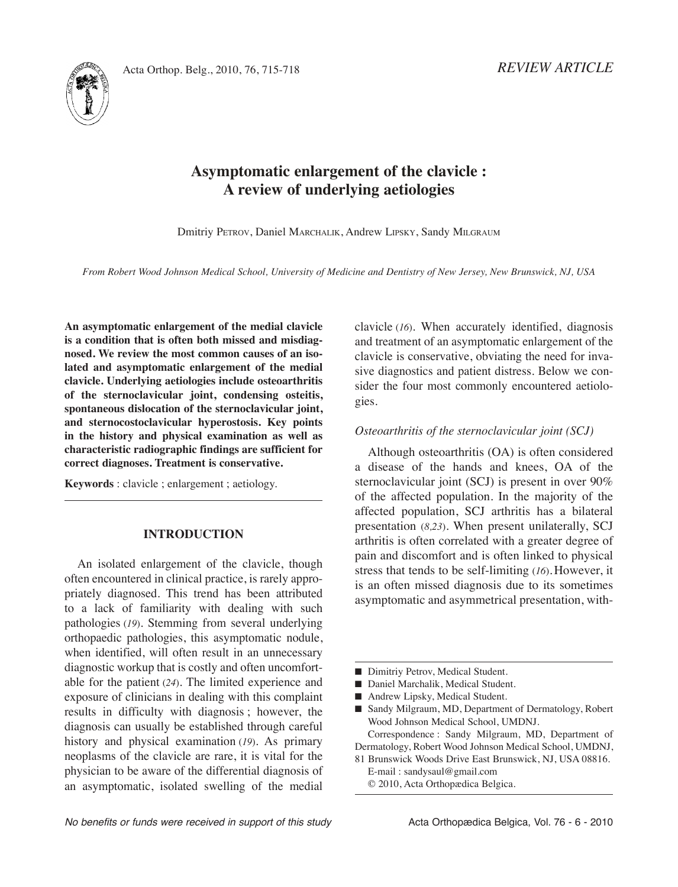*REVIEW ARTICLE*

# Asymptomatic enlargement of the clavicle : A review of underlying aetiologies

Dmitriy Petrov, Daniel Marchalik, Andrew Lipsky, Sandy Milgraum

*From Robert Wood Johnson Medical School, University of Medicine and Dentistry of New Jersey, New Brunswick, NJ, USA*

**An asymptomatic enlargement of the medial clavicle is a condition that is often both missed and misdiagnosed. We review the most common causes of an isolated and asymptomatic enlargement of the medial clavicle. Underlying aetiologies include osteoarthritis of the sternoclavicular joint, condensing osteitis, spontaneous dislocation of the sternoclavicular joint, and sternocostoclavicular hyperostosis. Key points in the history and physical examination as well as characteristic radiographic findings are sufficient for correct diagnoses. Treatment is conservative.**

**Keywords** : clavicle ; enlargement ; aetiology.

## INTRODUCTION

An isolated enlargement of the clavicle, though often encountered in clinical practice, is rarely appropriately diagnosed. This trend has been attributed to a lack of familiarity with dealing with such pathologies (*19*). Stemming from several underlying orthopaedic pathologies, this asymptomatic nodule, when identified, will often result in an unnecessary diagnostic workup that is costly and often uncomfortable for the patient (*24*). The limited experience and exposure of clinicians in dealing with this complaint results in difficulty with diagnosis ; however, the diagnosis can usually be established through careful history and physical examination (*19*). As primary neoplasms of the clavicle are rare, it is vital for the physician to be aware of the differential diagnosis of an asymptomatic, isolated swelling of the medial clavicle (*16*). When accurately identified, diagnosis and treatment of an asymptomatic enlargement of the clavicle is conservative, obviating the need for invasive diagnostics and patient distress. Below we consider the four most commonly encountered aetiologies.

### *Osteoarthritis of the sternoclavicular joint (SCJ)*

Although osteoarthritis (OA) is often considered a disease of the hands and knees, OA of the sternoclavicular joint (SCJ) is present in over 90% of the affected population. In the majority of the affected population, SCJ arthritis has a bilateral presentation (*8,23*). When present unilaterally, SCJ arthritis is often correlated with a greater degree of pain and discomfort and is often linked to physical stress that tends to be self-limiting (*16*). However, it is an often missed diagnosis due to its sometimes asymptomatic and asymmetrical presentation, with-

- Dmitriy Petrov, Medical Student.
- Daniel Marchalik, Medical Student.
- Andrew Lipsky, Medical Student.
- Sandy Milgraum, MD, Department of Dermatology, Robert Wood Johnson Medical School, UMDNJ.

Correspondence : Sandy Milgraum, MD, Department of Dermatology, Robert Wood Johnson Medical School, UMDNJ, 81 Brunswick Woods Drive East Brunswick, NJ, USA 08816.
E-mail : sandysaul@gmail.com
© 2010, Acta Orthopædica Belgica.

*No benefits or funds were received in support of this study*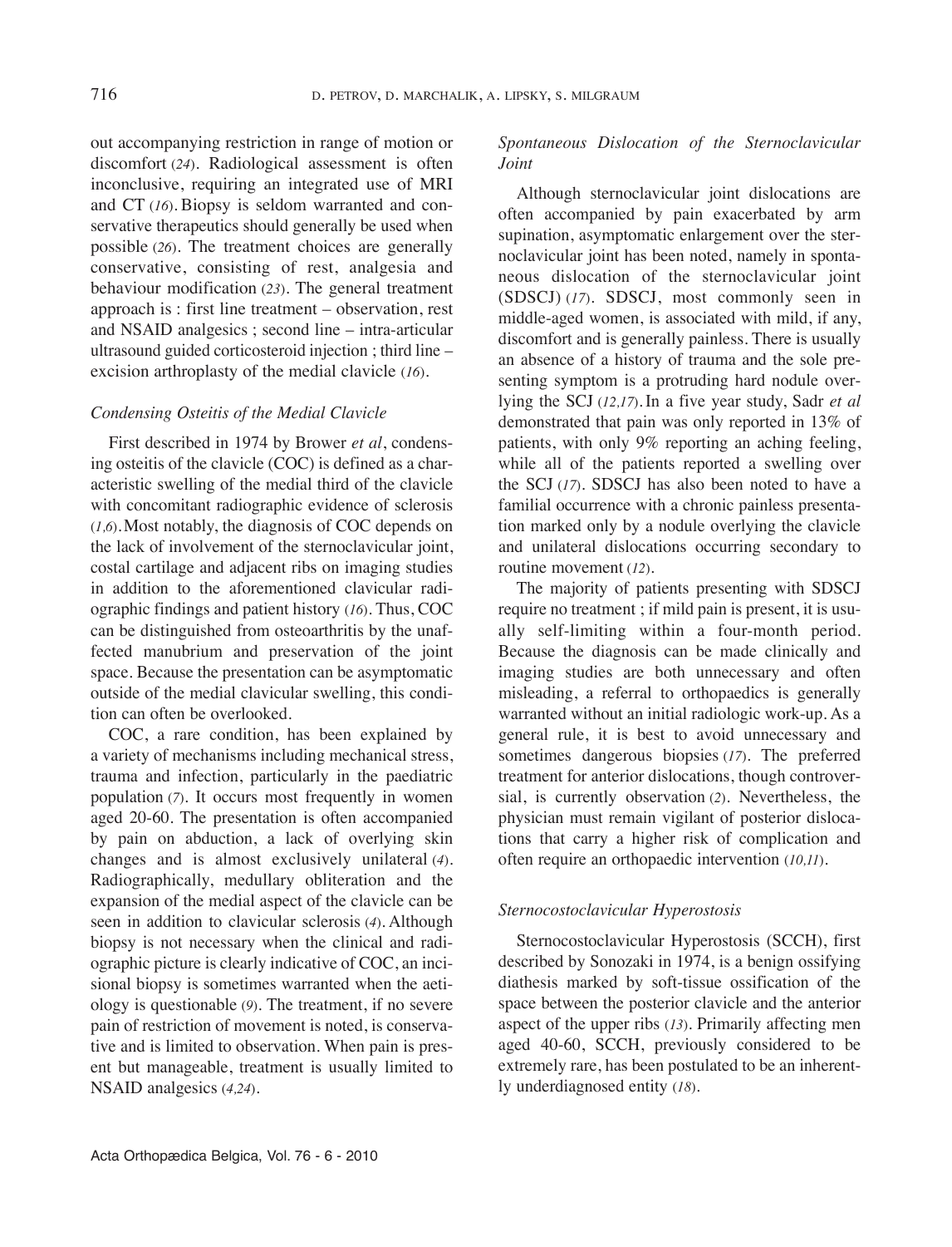out accompanying restriction in range of motion or discomfort (24). Radiological assessment is often inconclusive, requiring an integrated use of MRI and CT (16). Biopsy is seldom warranted and conservative therapeutics should generally be used when possible (26). The treatment choices are generally conservative, consisting of rest, analgesia and behaviour modification (23). The general treatment approach is : first line treatment – observation, rest and NSAID analgesics ; second line – intra-articular ultrasound guided corticosteroid injection ; third line – excision arthroplasty of the medial clavicle (16).

### *Condensing Osteitis of the Medial Clavicle*

First described in 1974 by Brower *et al*, condensing osteitis of the clavicle (COC) is defined as a characteristic swelling of the medial third of the clavicle with concomitant radiographic evidence of sclerosis (1,6). Most notably, the diagnosis of COC depends on the lack of involvement of the sternoclavicular joint, costal cartilage and adjacent ribs on imaging studies in addition to the aforementioned clavicular radiographic findings and patient history (16). Thus, COC can be distinguished from osteoarthritis by the unaffected manubrium and preservation of the joint space. Because the presentation can be asymptomatic outside of the medial clavicular swelling, this condition can often be overlooked.

COC, a rare condition, has been explained by a variety of mechanisms including mechanical stress, trauma and infection, particularly in the paediatric population (7). It occurs most frequently in women aged 20-60. The presentation is often accompanied by pain on abduction, a lack of overlying skin changes and is almost exclusively unilateral (4). Radiographically, medullary obliteration and the expansion of the medial aspect of the clavicle can be seen in addition to clavicular sclerosis (4). Although biopsy is not necessary when the clinical and radiographic picture is clearly indicative of COC, an incisional biopsy is sometimes warranted when the aetiology is questionable (9). The treatment, if no severe pain of restriction of movement is noted, is conservative and is limited to observation. When pain is present but manageable, treatment is usually limited to NSAID analgesics (4,24).

### *Spontaneous Dislocation of the Sternoclavicular Joint*

Although sternoclavicular joint dislocations are often accompanied by pain exacerbated by arm supination, asymptomatic enlargement over the sternoclavicular joint has been noted, namely in spontaneous dislocation of the sternoclavicular joint (SDSCJ) (17). SDSCJ, most commonly seen in middle-aged women, is associated with mild, if any, discomfort and is generally painless. There is usually an absence of a history of trauma and the sole presenting symptom is a protruding hard nodule overlying the SCJ (12,17). In a five year study, Sadr *et al* demonstrated that pain was only reported in 13% of patients, with only 9% reporting an aching feeling, while all of the patients reported a swelling over the SCJ (17). SDSCJ has also been noted to have a familial occurrence with a chronic painless presentation marked only by a nodule overlying the clavicle and unilateral dislocations occurring secondary to routine movement (12).

The majority of patients presenting with SDSCJ require no treatment ; if mild pain is present, it is usually self-limiting within a four-month period. Because the diagnosis can be made clinically and imaging studies are both unnecessary and often misleading, a referral to orthopaedics is generally warranted without an initial radiologic work-up. As a general rule, it is best to avoid unnecessary and sometimes dangerous biopsies (17). The preferred treatment for anterior dislocations, though controversial, is currently observation (2). Nevertheless, the physician must remain vigilant of posterior dislocations that carry a higher risk of complication and often require an orthopaedic intervention (10,11).

### *Sternocostoclavicular Hyperostosis*

Sternocostoclavicular Hyperostosis (SCCH), first described by Sonozaki in 1974, is a benign ossifying diathesis marked by soft-tissue ossification of the space between the posterior clavicle and the anterior aspect of the upper ribs (13). Primarily affecting men aged 40-60, SCCH, previously considered to be extremely rare, has been postulated to be an inherently underdiagnosed entity (18).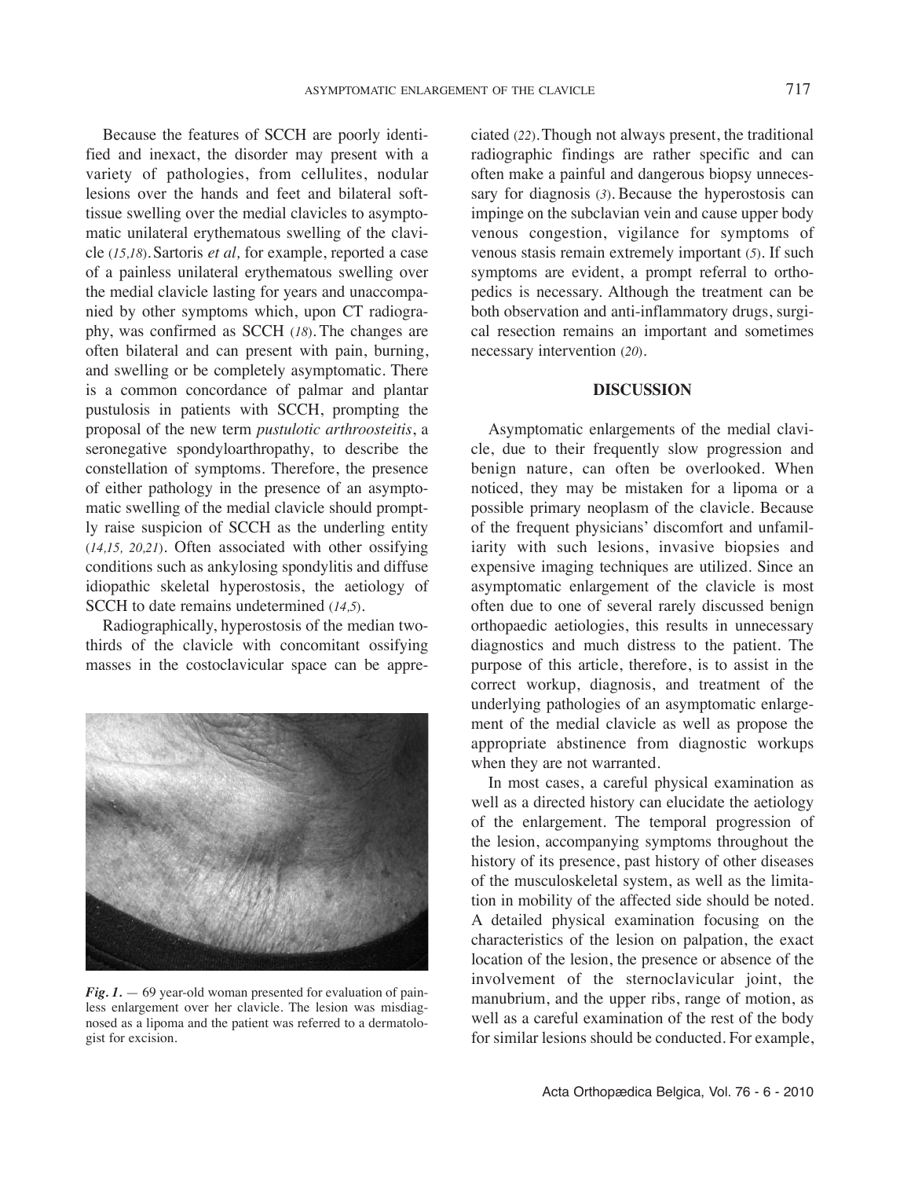Because the features of SCCH are poorly identified and inexact, the disorder may present with a variety of pathologies, from cellulites, nodular lesions over the hands and feet and bilateral soft-tissue swelling over the medial clavicles to asymptomatic unilateral erythematous swelling of the clavicle (*15,18*). Sartoris *et al,* for example, reported a case of a painless unilateral erythematous swelling over the medial clavicle lasting for years and unaccompanied by other symptoms which, upon CT radiography, was confirmed as SCCH (*18*). The changes are often bilateral and can present with pain, burning, and swelling or be completely asymptomatic. There is a common concordance of palmar and plantar pustulosis in patients with SCCH, prompting the proposal of the new term *pustulotic arthroosteitis*, a seronegative spondyloarthropathy, to describe the constellation of symptoms. Therefore, the presence of either pathology in the presence of an asymptomatic swelling of the medial clavicle should promptly raise suspicion of SCCH as the underling entity (*14,15, 20,21*). Often associated with other ossifying conditions such as ankylosing spondylitis and diffuse idiopathic skeletal hyperostosis, the aetiology of SCCH to date remains undetermined (*14,5*).

Radiographically, hyperostosis of the median two-thirds of the clavicle with concomitant ossifying masses in the costoclavicular space can be appreciated (*22*). Though not always present, the traditional radiographic findings are rather specific and can often make a painful and dangerous biopsy unnecessary for diagnosis (*3*). Because the hyperostosis can impinge on the subclavian vein and cause upper body venous congestion, vigilance for symptoms of venous stasis remain extremely important (*5*). If such symptoms are evident, a prompt referral to orthopedics is necessary. Although the treatment can be both observation and anti-inflammatory drugs, surgical resection remains an important and sometimes necessary intervention (*20*).

***Fig. 1.*** — 69 year-old woman presented for evaluation of painless enlargement over her clavicle. The lesion was misdiagnosed as a lipoma and the patient was referred to a dermatologist for excision.

## DISCUSSION

Asymptomatic enlargements of the medial clavicle, due to their frequently slow progression and benign nature, can often be overlooked. When noticed, they may be mistaken for a lipoma or a possible primary neoplasm of the clavicle. Because of the frequent physicians' discomfort and unfamiliarity with such lesions, invasive biopsies and expensive imaging techniques are utilized. Since an asymptomatic enlargement of the clavicle is most often due to one of several rarely discussed benign orthopaedic aetiologies, this results in unnecessary diagnostics and much distress to the patient. The purpose of this article, therefore, is to assist in the correct workup, diagnosis, and treatment of the underlying pathologies of an asymptomatic enlargement of the medial clavicle as well as propose the appropriate abstinence from diagnostic workups when they are not warranted.

In most cases, a careful physical examination as well as a directed history can elucidate the aetiology of the enlargement. The temporal progression of the lesion, accompanying symptoms throughout the history of its presence, past history of other diseases of the musculoskeletal system, as well as the limitation in mobility of the affected side should be noted. A detailed physical examination focusing on the characteristics of the lesion on palpation, the exact location of the lesion, the presence or absence of the involvement of the sternoclavicular joint, the manubrium, and the upper ribs, range of motion, as well as a careful examination of the rest of the body for similar lesions should be conducted. For example,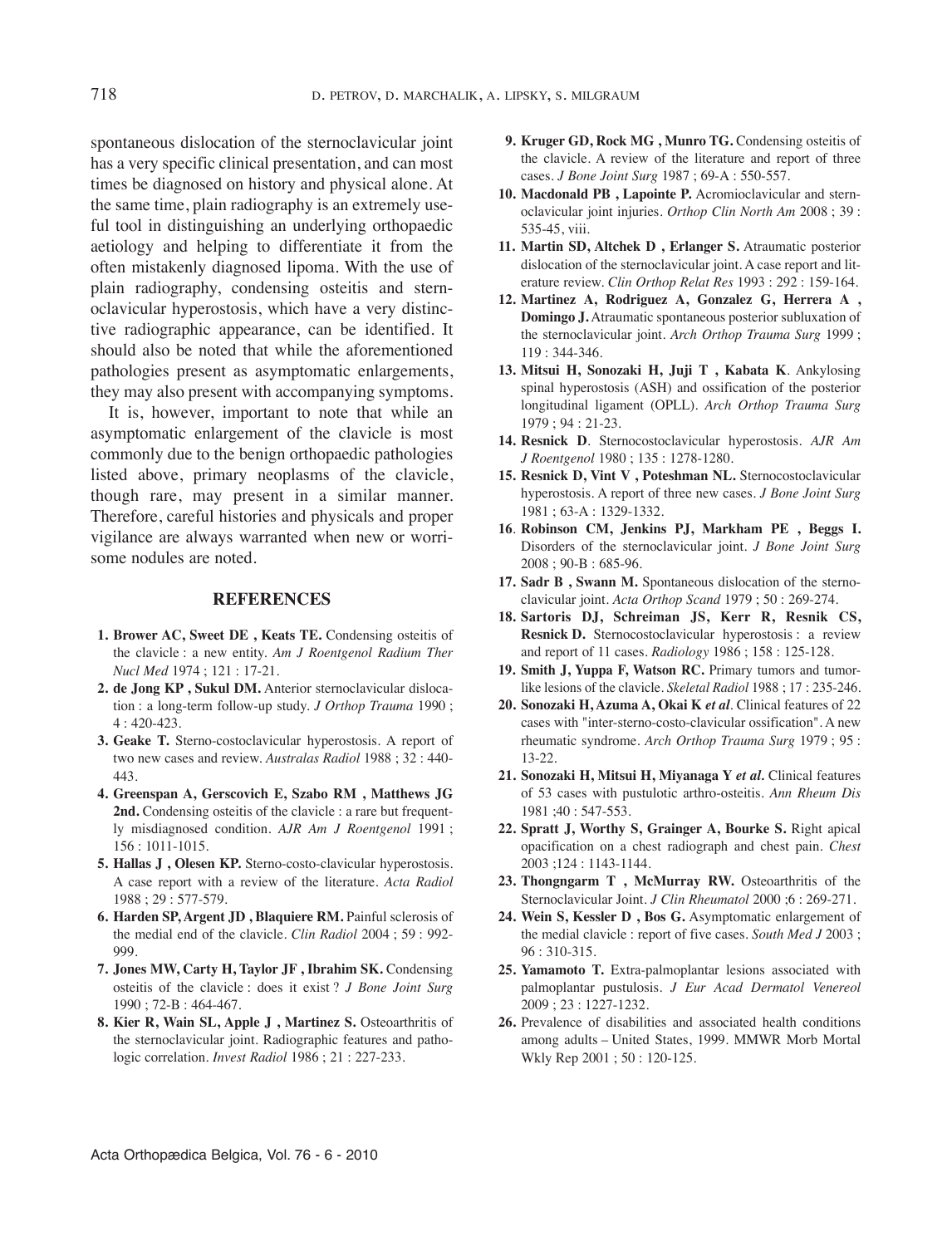spontaneous dislocation of the sternoclavicular joint has a very specific clinical presentation, and can most times be diagnosed on history and physical alone. At the same time, plain radiography is an extremely useful tool in distinguishing an underlying orthopaedic aetiology and helping to differentiate it from the often mistakenly diagnosed lipoma. With the use of plain radiography, condensing osteitis and sternoclavicular hyperostosis, which have a very distinctive radiographic appearance, can be identified. It should also be noted that while the aforementioned pathologies present as asymptomatic enlargements, they may also present with accompanying symptoms.

It is, however, important to note that while an asymptomatic enlargement of the clavicle is most commonly due to the benign orthopaedic pathologies listed above, primary neoplasms of the clavicle, though rare, may present in a similar manner. Therefore, careful histories and physicals and proper vigilance are always warranted when new or worrisome nodules are noted.

## REFERENCES

1. **Brower AC, Sweet DE , Keats TE.** Condensing osteitis of the clavicle : a new entity. *Am J Roentgenol Radium Ther Nucl Med* 1974 ; 121 : 17-21.
2. **de Jong KP , Sukul DM.** Anterior sternoclavicular dislocation : a long-term follow-up study. *J Orthop Trauma* 1990 ; 4 : 420-423.
3. **Geake T.** Sterno-costoclavicular hyperostosis. A report of two new cases and review. *Australas Radiol* 1988 ; 32 : 440-443.
4. **Greenspan A, Gerscovich E, Szabo RM , Matthews JG 2nd.** Condensing osteitis of the clavicle : a rare but frequently misdiagnosed condition. *AJR Am J Roentgenol* 1991 ; 156 : 1011-1015.
5. **Hallas J , Olesen KP.** Sterno-costo-clavicular hyperostosis. A case report with a review of the literature. *Acta Radiol* 1988 ; 29 : 577-579.
6. **Harden SP, Argent JD , Blaquiere RM.** Painful sclerosis of the medial end of the clavicle. *Clin Radiol* 2004 ; 59 : 992-999.
7. **Jones MW, Carty H, Taylor JF , Ibrahim SK.** Condensing osteitis of the clavicle : does it exist ? *J Bone Joint Surg* 1990 ; 72-B : 464-467.
8. **Kier R, Wain SL, Apple J , Martinez S.** Osteoarthritis of the sternoclavicular joint. Radiographic features and pathologic correlation. *Invest Radiol* 1986 ; 21 : 227-233.
9. **Kruger GD, Rock MG , Munro TG.** Condensing osteitis of the clavicle. A review of the literature and report of three cases. *J Bone Joint Surg* 1987 ; 69-A : 550-557.
10. **Macdonald PB , Lapointe P.** Acromioclavicular and sternoclavicular joint injuries. *Orthop Clin North Am* 2008 ; 39 : 535-45, viii.
11. **Martin SD, Altchek D , Erlanger S.** Atraumatic posterior dislocation of the sternoclavicular joint. A case report and literature review. *Clin Orthop Relat Res* 1993 : 292 : 159-164.
12. **Martinez A, Rodriguez A, Gonzalez G, Herrera A , Domingo J.** Atraumatic spontaneous posterior subluxation of the sternoclavicular joint. *Arch Orthop Trauma Surg* 1999 ; 119 : 344-346.
13. **Mitsui H, Sonozaki H, Juji T , Kabata K**. Ankylosing spinal hyperostosis (ASH) and ossification of the posterior longitudinal ligament (OPLL). *Arch Orthop Trauma Surg* 1979 ; 94 : 21-23.
14. **Resnick D**. Sternocostoclavicular hyperostosis. *AJR Am J Roentgenol* 1980 ; 135 : 1278-1280.
15. **Resnick D, Vint V , Poteshman NL.** Sternocostoclavicular hyperostosis. A report of three new cases. *J Bone Joint Surg* 1981 ; 63-A : 1329-1332.
16. **Robinson CM, Jenkins PJ, Markham PE , Beggs I.** Disorders of the sternoclavicular joint. *J Bone Joint Surg* 2008 ; 90-B : 685-96.
17. **Sadr B , Swann M.** Spontaneous dislocation of the sternoclavicular joint. *Acta Orthop Scand* 1979 ; 50 : 269-274.
18. **Sartoris DJ, Schreiman JS, Kerr R, Resnik CS, Resnick D.** Sternocostoclavicular hyperostosis : a review and report of 11 cases. *Radiology* 1986 ; 158 : 125-128.
19. **Smith J, Yuppa F, Watson RC.** Primary tumors and tumor-like lesions of the clavicle. *Skeletal Radiol* 1988 ; 17 : 235-246.
20. **Sonozaki H, Azuma A, Okai K *et al*.** Clinical features of 22 cases with "inter-sterno-costo-clavicular ossification". A new rheumatic syndrome. *Arch Orthop Trauma Surg* 1979 ; 95 : 13-22.
21. **Sonozaki H, Mitsui H, Miyanaga Y *et al.*** Clinical features of 53 cases with pustulotic arthro-osteitis. *Ann Rheum Dis* 1981 ;40 : 547-553.
22. **Spratt J, Worthy S, Grainger A, Bourke S.** Right apical opacification on a chest radiograph and chest pain. *Chest* 2003 ;124 : 1143-1144.
23. **Thongngarm T , McMurray RW.** Osteoarthritis of the Sternoclavicular Joint. *J Clin Rheumatol* 2000 ;6 : 269-271.
24. **Wein S, Kessler D , Bos G.** Asymptomatic enlargement of the medial clavicle : report of five cases. *South Med J* 2003 ; 96 : 310-315.
25. **Yamamoto T.** Extra-palmoplantar lesions associated with palmoplantar pustulosis. *J Eur Acad Dermatol Venereol* 2009 ; 23 : 1227-1232.
26. Prevalence of disabilities and associated health conditions among adults – United States, 1999. MMWR Morb Mortal Wkly Rep 2001 ; 50 : 120-125.